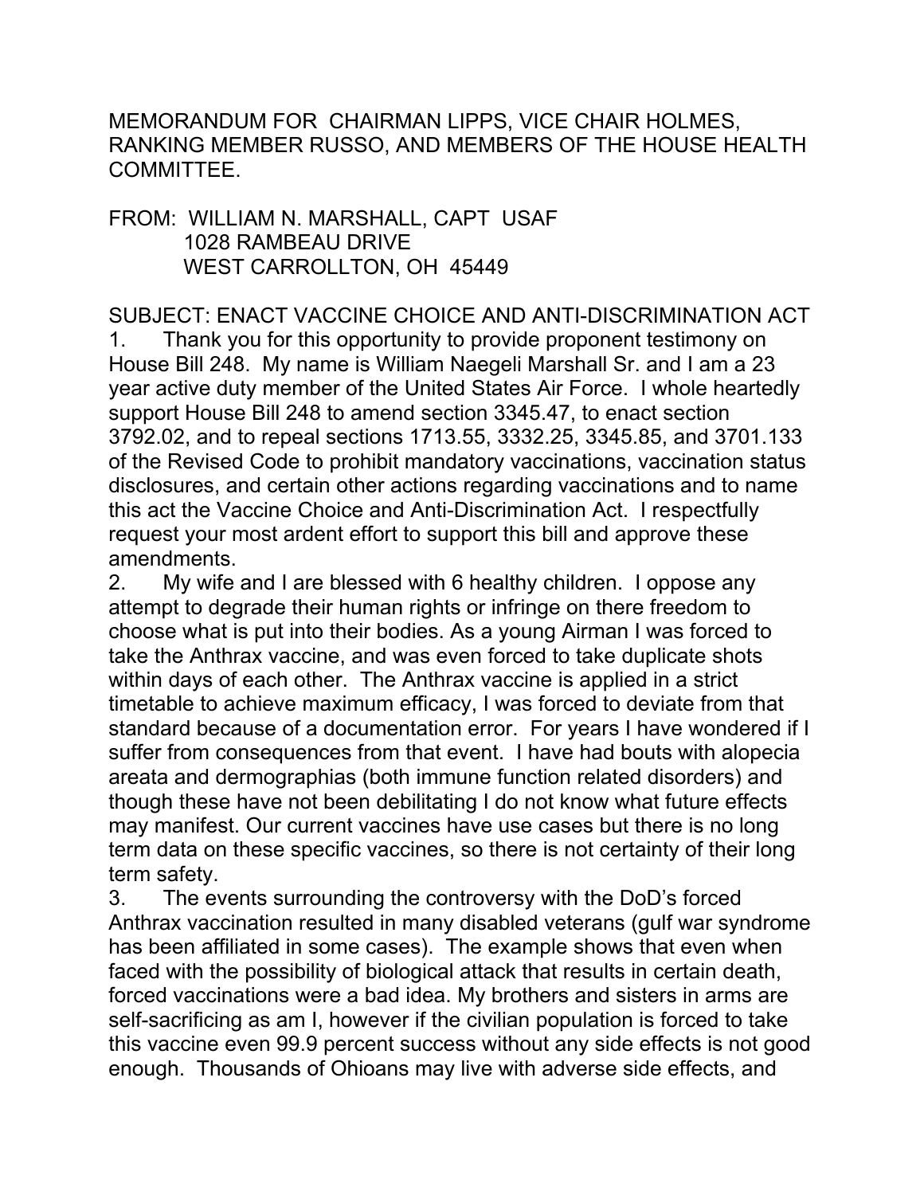MEMORANDUM FOR CHAIRMAN LIPPS, VICE CHAIR HOLMES, RANKING MEMBER RUSSO, AND MEMBERS OF THE HOUSE HEALTH COMMITTEE.

FROM: WILLIAM N. MARSHALL, CAPT USAF
1028 RAMBEAU DRIVE
WEST CARROLLTON, OH 45449

SUBJECT: ENACT VACCINE CHOICE AND ANTI-DISCRIMINATION ACT

1. Thank you for this opportunity to provide proponent testimony on House Bill 248. My name is William Naegeli Marshall Sr. and I am a 23 year active duty member of the United States Air Force. I whole heartedly support House Bill 248 to amend section 3345.47, to enact section 3792.02, and to repeal sections 1713.55, 3332.25, 3345.85, and 3701.133 of the Revised Code to prohibit mandatory vaccinations, vaccination status disclosures, and certain other actions regarding vaccinations and to name this act the Vaccine Choice and Anti-Discrimination Act. I respectfully request your most ardent effort to support this bill and approve these amendments.

2. My wife and I are blessed with 6 healthy children. I oppose any attempt to degrade their human rights or infringe on there freedom to choose what is put into their bodies. As a young Airman I was forced to take the Anthrax vaccine, and was even forced to take duplicate shots within days of each other. The Anthrax vaccine is applied in a strict timetable to achieve maximum efficacy, I was forced to deviate from that standard because of a documentation error. For years I have wondered if I suffer from consequences from that event. I have had bouts with alopecia areata and dermographias (both immune function related disorders) and though these have not been debilitating I do not know what future effects may manifest. Our current vaccines have use cases but there is no long term data on these specific vaccines, so there is not certainty of their long term safety.

3. The events surrounding the controversy with the DoD's forced Anthrax vaccination resulted in many disabled veterans (gulf war syndrome has been affiliated in some cases). The example shows that even when faced with the possibility of biological attack that results in certain death, forced vaccinations were a bad idea. My brothers and sisters in arms are self-sacrificing as am I, however if the civilian population is forced to take this vaccine even 99.9 percent success without any side effects is not good enough. Thousands of Ohioans may live with adverse side effects, and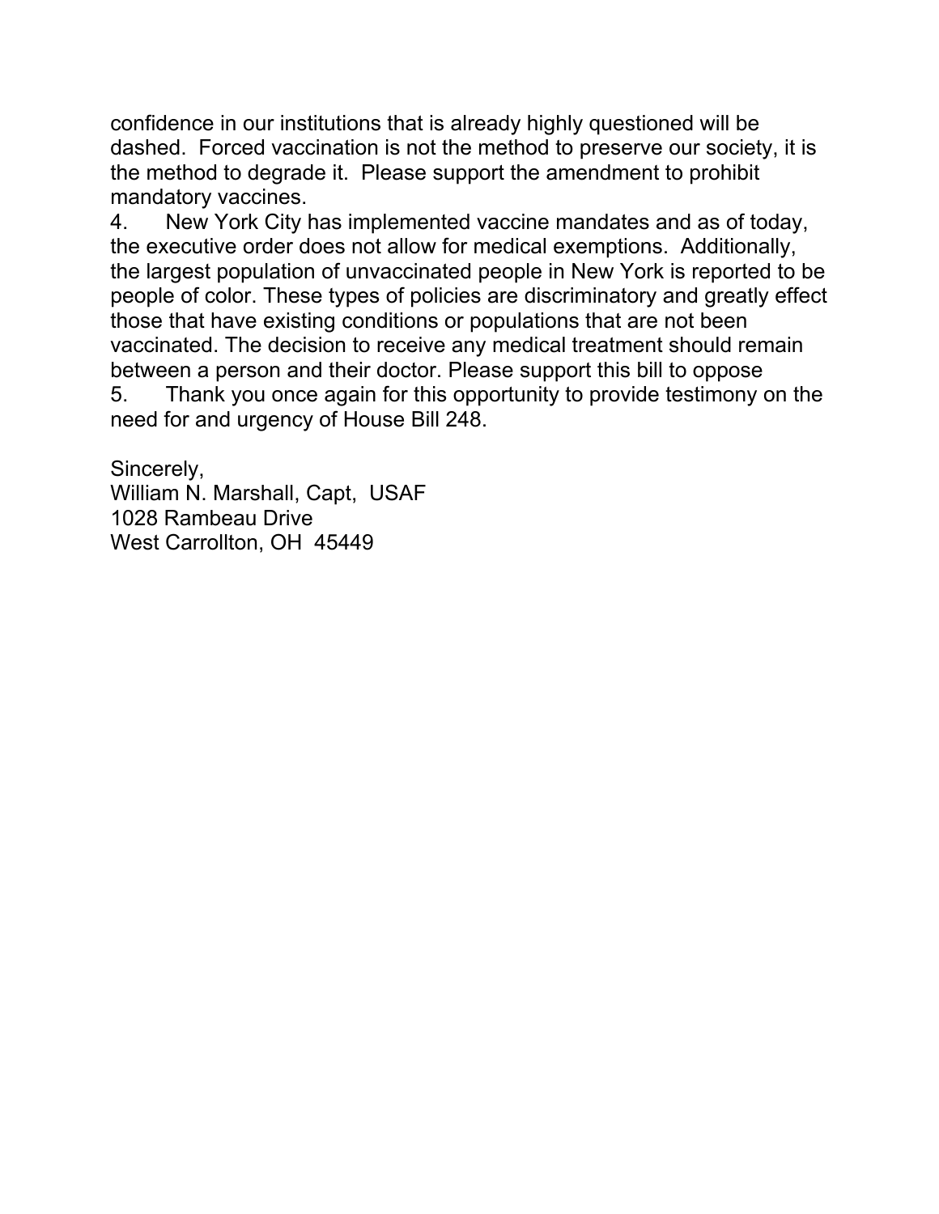confidence in our institutions that is already highly questioned will be dashed. Forced vaccination is not the method to preserve our society, it is the method to degrade it. Please support the amendment to prohibit mandatory vaccines.

4. New York City has implemented vaccine mandates and as of today, the executive order does not allow for medical exemptions. Additionally, the largest population of unvaccinated people in New York is reported to be people of color. These types of policies are discriminatory and greatly effect those that have existing conditions or populations that are not been vaccinated. The decision to receive any medical treatment should remain between a person and their doctor. Please support this bill to oppose

5. Thank you once again for this opportunity to provide testimony on the need for and urgency of House Bill 248.

Sincerely,  
William N. Marshall, Capt, USAF  
1028 Rambeau Drive  
West Carrollton, OH 45449